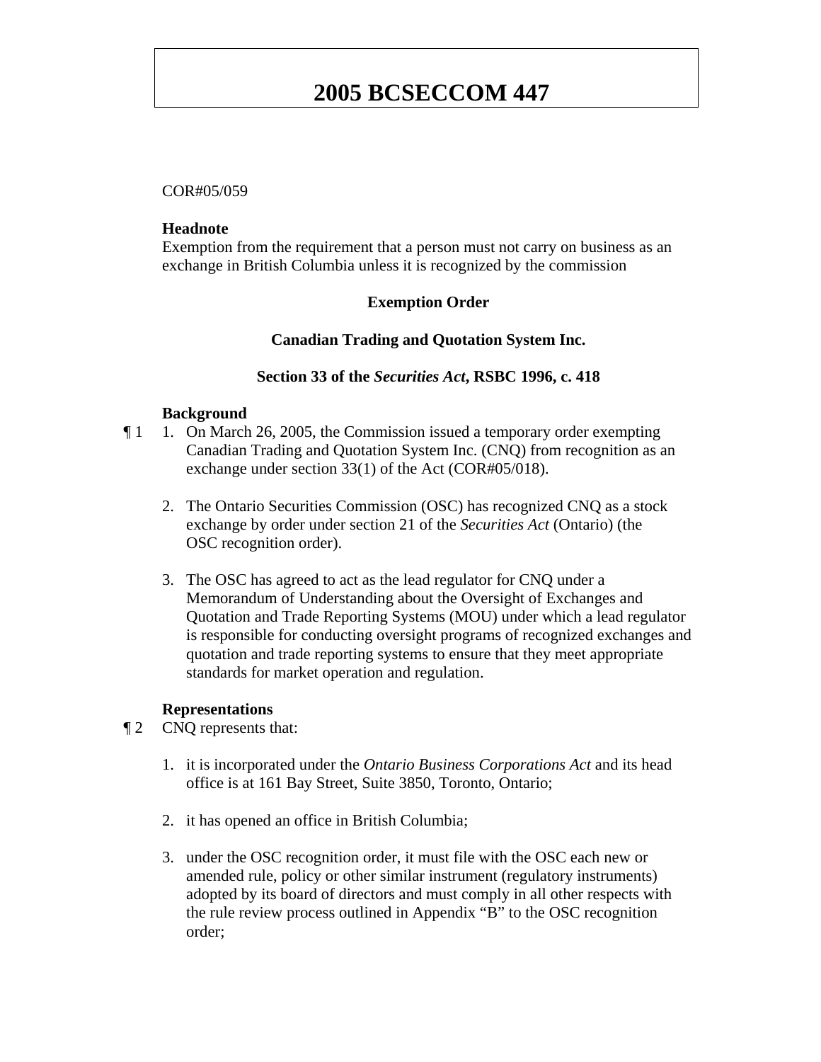# 2005 BCSECCOM 447

COR#05/059

**Headnote**
Exemption from the requirement that a person must not carry on business as an exchange in British Columbia unless it is recognized by the commission

**Exemption Order**

**Canadian Trading and Quotation System Inc.**

**Section 33 of the *Securities Act*, RSBC 1996, c. 418**

**Background**

¶ 1 1. On March 26, 2005, the Commission issued a temporary order exempting Canadian Trading and Quotation System Inc. (CNQ) from recognition as an exchange under section 33(1) of the Act (COR#05/018).

2. The Ontario Securities Commission (OSC) has recognized CNQ as a stock exchange by order under section 21 of the *Securities Act* (Ontario) (the OSC recognition order).

3. The OSC has agreed to act as the lead regulator for CNQ under a Memorandum of Understanding about the Oversight of Exchanges and Quotation and Trade Reporting Systems (MOU) under which a lead regulator is responsible for conducting oversight programs of recognized exchanges and quotation and trade reporting systems to ensure that they meet appropriate standards for market operation and regulation.

**Representations**

¶ 2 CNQ represents that:

1. it is incorporated under the *Ontario Business Corporations Act* and its head office is at 161 Bay Street, Suite 3850, Toronto, Ontario;

2. it has opened an office in British Columbia;

3. under the OSC recognition order, it must file with the OSC each new or amended rule, policy or other similar instrument (regulatory instruments) adopted by its board of directors and must comply in all other respects with the rule review process outlined in Appendix "B" to the OSC recognition order;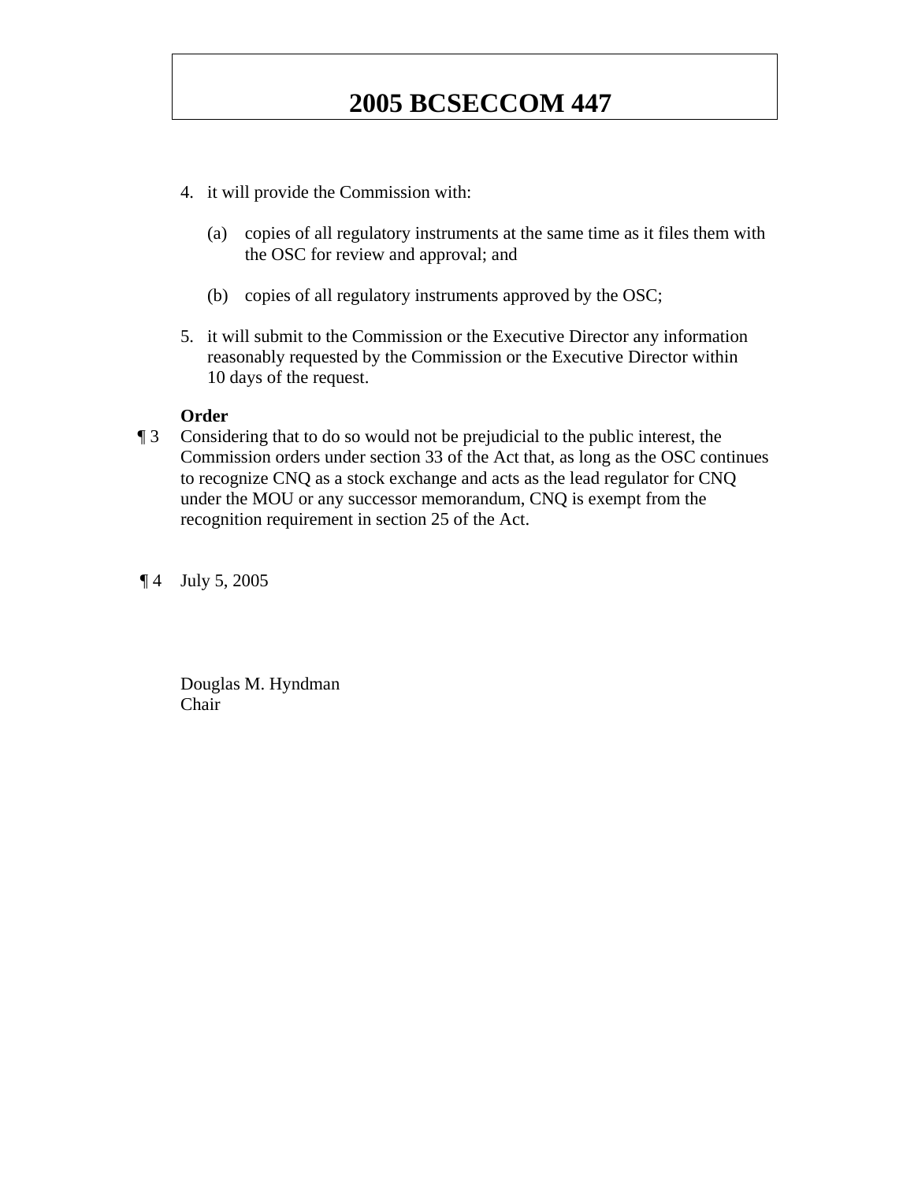4. it will provide the Commission with:

   (a) copies of all regulatory instruments at the same time as it files them with the OSC for review and approval; and

   (b) copies of all regulatory instruments approved by the OSC;

5. it will submit to the Commission or the Executive Director any information reasonably requested by the Commission or the Executive Director within 10 days of the request.

**Order**

¶ 3 Considering that to do so would not be prejudicial to the public interest, the Commission orders under section 33 of the Act that, as long as the OSC continues to recognize CNQ as a stock exchange and acts as the lead regulator for CNQ under the MOU or any successor memorandum, CNQ is exempt from the recognition requirement in section 25 of the Act.

¶ 4 July 5, 2005

Douglas M. Hyndman
Chair